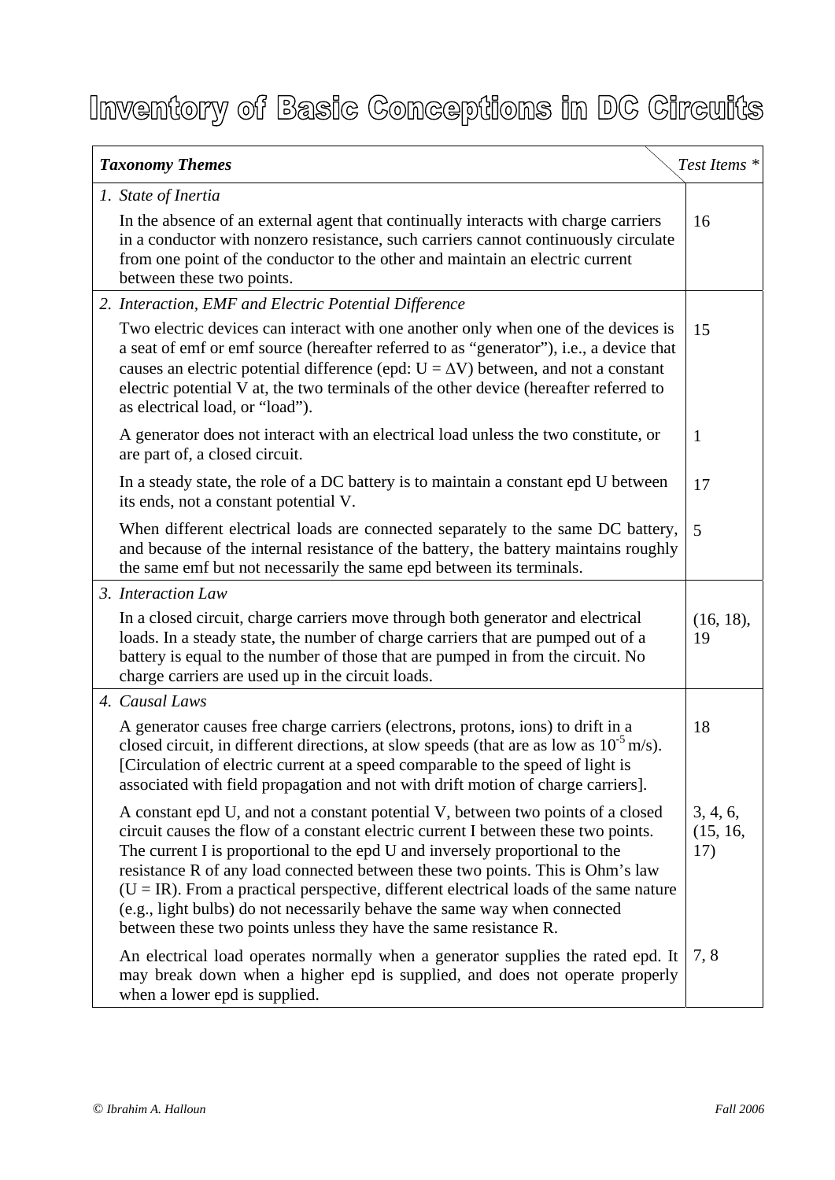# Inventory of Basic Conceptions in DC Circuits

| *Taxonomy Themes* | *Test Items \** |
|---|---|
| *1. State of Inertia* | |
| In the absence of an external agent that continually interacts with charge carriers in a conductor with nonzero resistance, such carriers cannot continuously circulate from one point of the conductor to the other and maintain an electric current between these two points. | 16 |
| *2. Interaction, EMF and Electric Potential Difference* | |
| Two electric devices can interact with one another only when one of the devices is a seat of emf or emf source (hereafter referred to as "generator"), i.e., a device that causes an electric potential difference (epd: $U = \Delta V$) between, and not a constant electric potential V at, the two terminals of the other device (hereafter referred to as electrical load, or "load"). | 15 |
| A generator does not interact with an electrical load unless the two constitute, or are part of, a closed circuit. | 1 |
| In a steady state, the role of a DC battery is to maintain a constant epd U between its ends, not a constant potential V. | 17 |
| When different electrical loads are connected separately to the same DC battery, and because of the internal resistance of the battery, the battery maintains roughly the same emf but not necessarily the same epd between its terminals. | 5 |
| *3. Interaction Law* | |
| In a closed circuit, charge carriers move through both generator and electrical loads. In a steady state, the number of charge carriers that are pumped out of a battery is equal to the number of those that are pumped in from the circuit. No charge carriers are used up in the circuit loads. | (16, 18), 19 |
| *4. Causal Laws* | |
| A generator causes free charge carriers (electrons, protons, ions) to drift in a closed circuit, in different directions, at slow speeds (that are as low as $10^{-5}$ m/s). [Circulation of electric current at a speed comparable to the speed of light is associated with field propagation and not with drift motion of charge carriers]. | 18 |
| A constant epd U, and not a constant potential V, between two points of a closed circuit causes the flow of a constant electric current I between these two points. The current I is proportional to the epd U and inversely proportional to the resistance R of any load connected between these two points. This is Ohm's law ($U = IR$). From a practical perspective, different electrical loads of the same nature (e.g., light bulbs) do not necessarily behave the same way when connected between these two points unless they have the same resistance R. | 3, 4, 6, (15, 16, 17) |
| An electrical load operates normally when a generator supplies the rated epd. It may break down when a higher epd is supplied, and does not operate properly when a lower epd is supplied. | 7, 8 |

© *Ibrahim A. Halloun* *Fall 2006*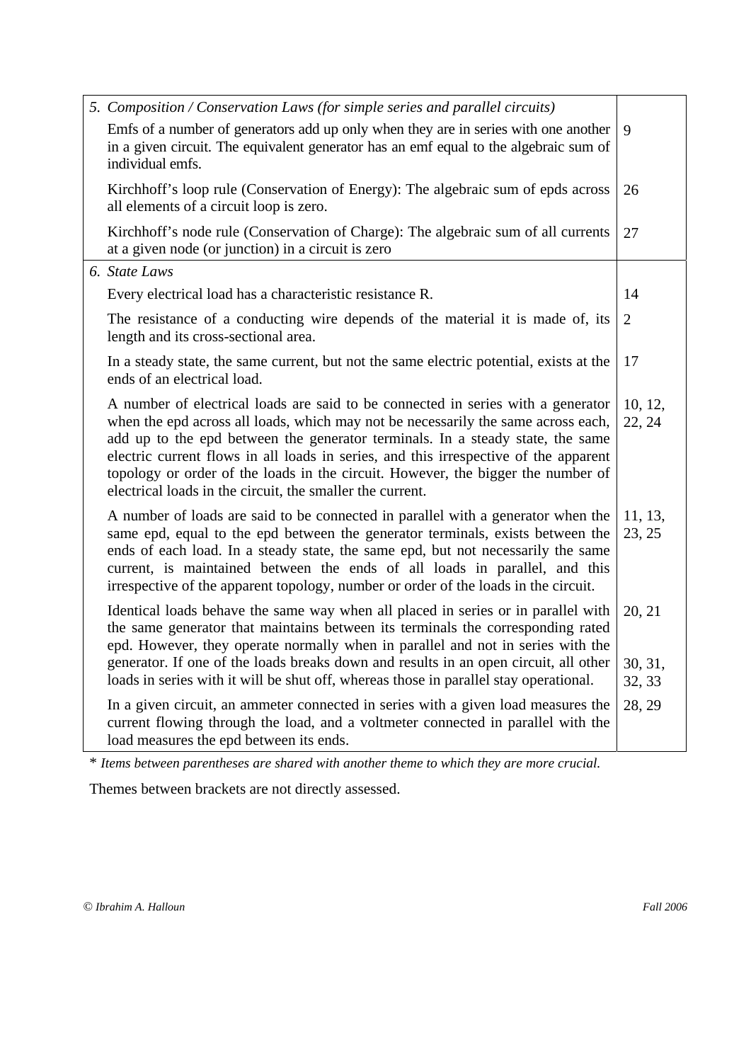| | |
|---|---|
| *5. Composition / Conservation Laws (for simple series and parallel circuits)* | |
| Emfs of a number of generators add up only when they are in series with one another in a given circuit. The equivalent generator has an emf equal to the algebraic sum of individual emfs. | 9 |
| Kirchhoff's loop rule (Conservation of Energy): The algebraic sum of epds across all elements of a circuit loop is zero. | 26 |
| Kirchhoff's node rule (Conservation of Charge): The algebraic sum of all currents at a given node (or junction) in a circuit is zero | 27 |
| *6. State Laws* | |
| Every electrical load has a characteristic resistance R. | 14 |
| The resistance of a conducting wire depends of the material it is made of, its length and its cross-sectional area. | 2 |
| In a steady state, the same current, but not the same electric potential, exists at the ends of an electrical load. | 17 |
| A number of electrical loads are said to be connected in series with a generator when the epd across all loads, which may not be necessarily the same across each, add up to the epd between the generator terminals. In a steady state, the same electric current flows in all loads in series, and this irrespective of the apparent topology or order of the loads in the circuit. However, the bigger the number of electrical loads in the circuit, the smaller the current. | 10, 12, 22, 24 |
| A number of loads are said to be connected in parallel with a generator when the same epd, equal to the epd between the generator terminals, exists between the ends of each load. In a steady state, the same epd, but not necessarily the same current, is maintained between the ends of all loads in parallel, and this irrespective of the apparent topology, number or order of the loads in the circuit. | 11, 13, 23, 25 |
| Identical loads behave the same way when all placed in series or in parallel with the same generator that maintains between its terminals the corresponding rated epd. However, they operate normally when in parallel and not in series with the generator. If one of the loads breaks down and results in an open circuit, all other loads in series with it will be shut off, whereas those in parallel stay operational. | 20, 21<br><br>30, 31, 32, 33 |
| In a given circuit, an ammeter connected in series with a given load measures the current flowing through the load, and a voltmeter connected in parallel with the load measures the epd between its ends. | 28, 29 |

\* *Items between parentheses are shared with another theme to which they are more crucial.*

Themes between brackets are not directly assessed.